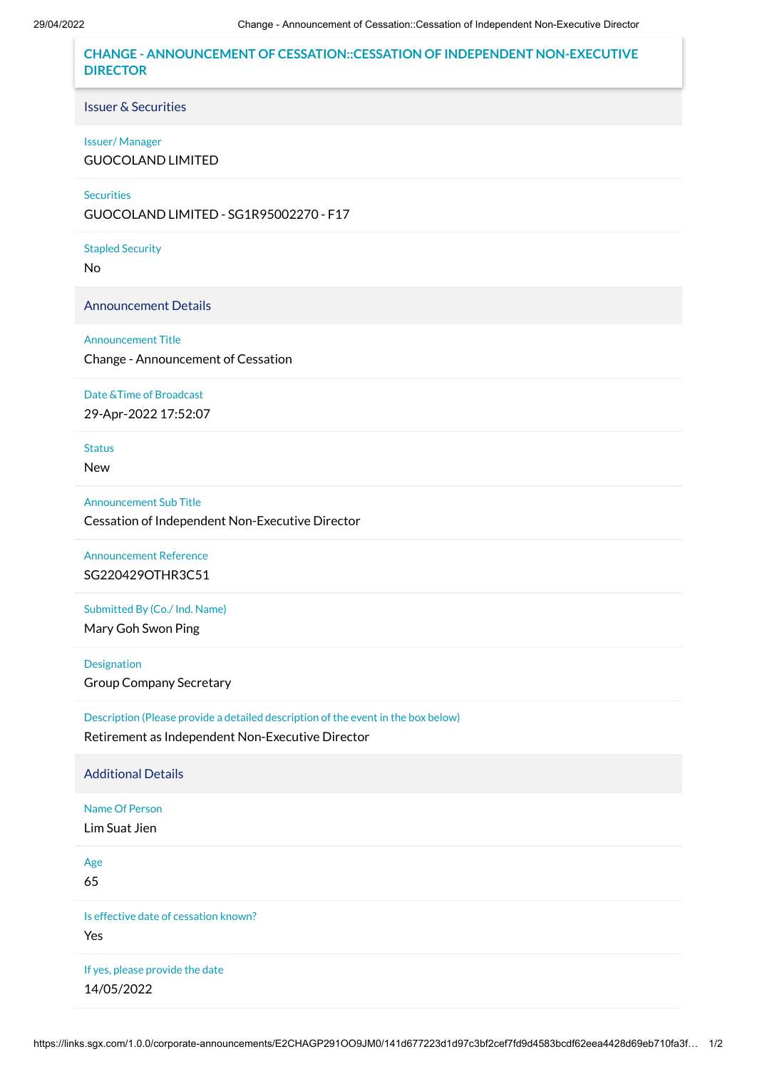# CHANGE - ANNOUNCEMENT OF CESSATION::CESSATION OF INDEPENDENT NON-EXECUTIVE DIRECTOR

## Issuer & Securities

**Issuer/ Manager**
GUOCOLAND LIMITED

**Securities**
GUOCOLAND LIMITED - SG1R95002270 - F17

**Stapled Security**
No

## Announcement Details

**Announcement Title**
Change - Announcement of Cessation

**Date &Time of Broadcast**
29-Apr-2022 17:52:07

**Status**
New

**Announcement Sub Title**
Cessation of Independent Non-Executive Director

**Announcement Reference**
SG220429OTHR3C51

**Submitted By (Co./ Ind. Name)**
Mary Goh Swon Ping

**Designation**
Group Company Secretary

**Description (Please provide a detailed description of the event in the box below)**
Retirement as Independent Non-Executive Director

## Additional Details

**Name Of Person**
Lim Suat Jien

**Age**
65

**Is effective date of cessation known?**
Yes

**If yes, please provide the date**
14/05/2022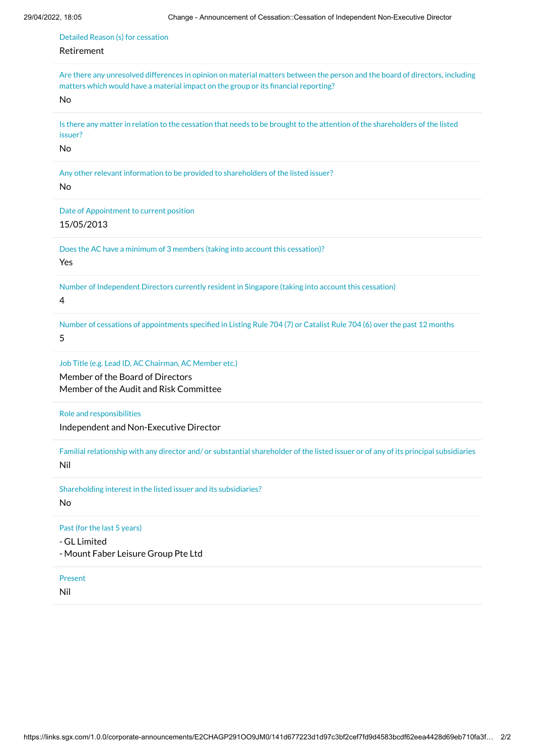Detailed Reason (s) for cessation

Retirement

Are there any unresolved differences in opinion on material matters between the person and the board of directors, including matters which would have a material impact on the group or its financial reporting?

No

Is there any matter in relation to the cessation that needs to be brought to the attention of the shareholders of the listed issuer?

No

Any other relevant information to be provided to shareholders of the listed issuer?

No

Date of Appointment to current position

15/05/2013

Does the AC have a minimum of 3 members (taking into account this cessation)?

Yes

Number of Independent Directors currently resident in Singapore (taking into account this cessation)

4

Number of cessations of appointments specified in Listing Rule 704 (7) or Catalist Rule 704 (6) over the past 12 months

5

Job Title (e.g. Lead ID, AC Chairman, AC Member etc.)

Member of the Board of Directors
Member of the Audit and Risk Committee

Role and responsibilities

Independent and Non-Executive Director

Familial relationship with any director and/ or substantial shareholder of the listed issuer or of any of its principal subsidiaries

Nil

Shareholding interest in the listed issuer and its subsidiaries?

No

Past (for the last 5 years)

- GL Limited
- Mount Faber Leisure Group Pte Ltd

Present

Nil